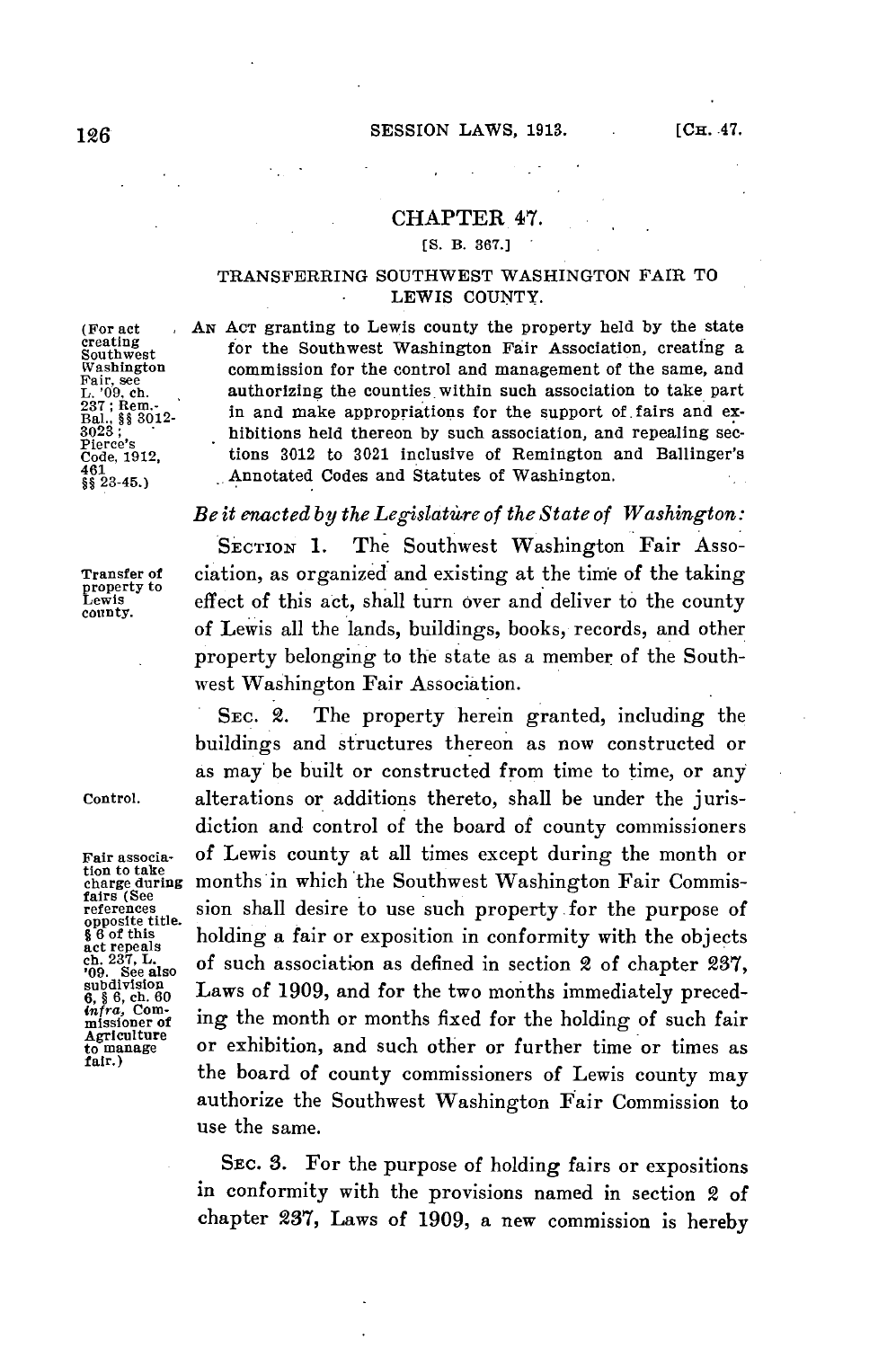# CHAPTER 47.

[S. B. 367.]

## TRANSFERRING SOUTHWEST WASHINGTON FAIR TO LEWIS COUNTY.

(For act creating Southwest Washington Fair, see L. '09, ch. 237; Rem.-Bal., §§ 3012-3023; Pierce's Code, 1912, 461 §§ 23-45.)

AN ACT granting to Lewis county the property held by the state for the Southwest Washington Fair Association, creating a commission for the control and management of the same, and authorizing the counties within such association to take part in and make appropriations for the support of fairs and exhibitions held thereon by such association, and repealing sections 3012 to 3021 inclusive of Remington and Ballinger's Annotated Codes and Statutes of Washington.

*Be it enacted by the Legislature of the State of Washington:*

Transfer of property to Lewis county.

SECTION 1. The Southwest Washington Fair Association, as organized and existing at the time of the taking effect of this act, shall turn over and deliver to the county of Lewis all the lands, buildings, books, records, and other property belonging to the state as a member of the Southwest Washington Fair Association.

Control.

Fair association to take charge during fairs (See references opposite title. § 6 of this act repeals ch. 237, L. '09. See also subdivision 6, § 6, ch. 60 *infra*, Commissioner of Agriculture to manage fair.)

SEC. 2. The property herein granted, including the buildings and structures thereon as now constructed or as may be built or constructed from time to time, or any alterations or additions thereto, shall be under the jurisdiction and control of the board of county commissioners of Lewis county at all times except during the month or months in which the Southwest Washington Fair Commission shall desire to use such property for the purpose of holding a fair or exposition in conformity with the objects of such association as defined in section 2 of chapter 237, Laws of 1909, and for the two months immediately preceding the month or months fixed for the holding of such fair or exhibition, and such other or further time or times as the board of county commissioners of Lewis county may authorize the Southwest Washington Fair Commission to use the same.

SEC. 3. For the purpose of holding fairs or expositions in conformity with the provisions named in section 2 of chapter 237, Laws of 1909, a new commission is hereby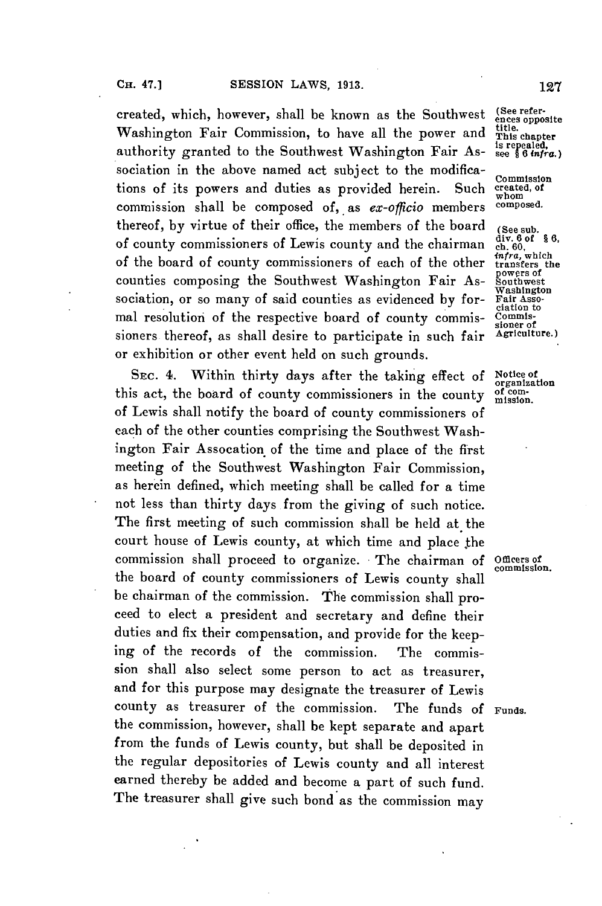created, which, however, shall be known as the Southwest Washington Fair Commission, to have all the power and authority granted to the Southwest Washington Fair Association in the above named act subject to the modifications of its powers and duties as provided herein. Such commission shall be composed of, as *ex-officio* members thereof, by virtue of their office, the members of the board of county commissioners of Lewis county and the chairman of the board of county commissioners of each of the other counties composing the Southwest Washington Fair Association, or so many of said counties as evidenced by formal resolution of the respective board of county commissioners thereof, as shall desire to participate in such fair or exhibition or other event held on such grounds.

(See references opposite title. This chapter is repealed, see § 6 *infra*.)

Commission created, of whom composed.

(See sub. div. 6 of § 6, ch. 60, *infra*, which transfers the powers of Southwest Washington Fair Association to Commissioner of Agriculture.)

SEC. 4. Within thirty days after the taking effect of this act, the board of county commissioners in the county of Lewis shall notify the board of county commissioners of each of the other counties comprising the Southwest Washington Fair Assocation of the time and place of the first meeting of the Southwest Washington Fair Commission, as herein defined, which meeting shall be called for a time not less than thirty days from the giving of such notice. The first meeting of such commission shall be held at the court house of Lewis county, at which time and place the commission shall proceed to organize. The chairman of the board of county commissioners of Lewis county shall be chairman of the commission. The commission shall proceed to elect a president and secretary and define their duties and fix their compensation, and provide for the keeping of the records of the commission. The commission shall also select some person to act as treasurer, and for this purpose may designate the treasurer of Lewis county as treasurer of the commission. The funds of the commission, however, shall be kept separate and apart from the funds of Lewis county, but shall be deposited in the regular depositories of Lewis county and all interest earned thereby be added and become a part of such fund. The treasurer shall give such bond as the commission may

Notice of organization of commission.

Officers of commission.

Funds.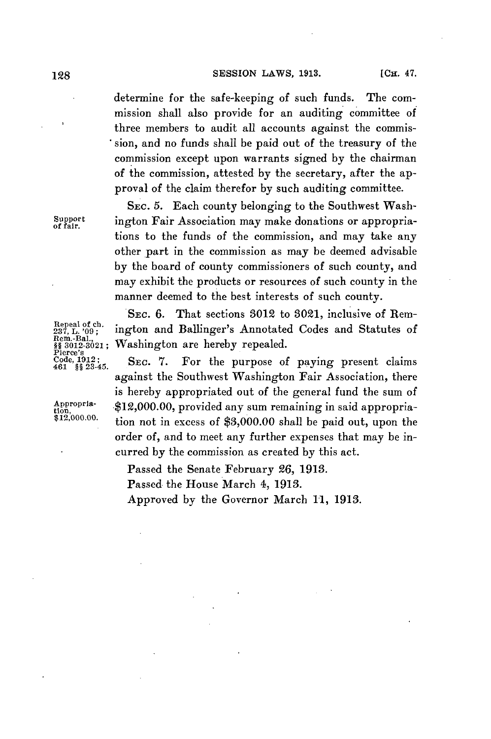determine for the safe-keeping of such funds. The commission shall also provide for an auditing committee of three members to audit all accounts against the commission, and no funds shall be paid out of the treasury of the commission except upon warrants signed by the chairman of the commission, attested by the secretary, after the approval of the claim therefor by such auditing committee.

Support of fair.

SEC. 5. Each county belonging to the Southwest Washington Fair Association may make donations or appropriations to the funds of the commission, and may take any other part in the commission as may be deemed advisable by the board of county commissioners of such county, and may exhibit the products or resources of such county in the manner deemed to the best interests of such county.

Repeal of ch. 237, L. '09; Rem.-Bal., §§ 3012-3021; Pierce's Code, 1912; 461 §§ 23-45.

SEC. 6. That sections 3012 to 3021, inclusive of Remington and Ballinger's Annotated Codes and Statutes of Washington are hereby repealed.

Appropriation, $12,000.00.

SEC. 7. For the purpose of paying present claims against the Southwest Washington Fair Association, there is hereby appropriated out of the general fund the sum of $12,000.00, provided any sum remaining in said appropriation not in excess of $3,000.00 shall be paid out, upon the order of, and to meet any further expenses that may be incurred by the commission as created by this act.

Passed the Senate February 26, 1913.

Passed the House March 4, 1913.

Approved by the Governor March 11, 1913.